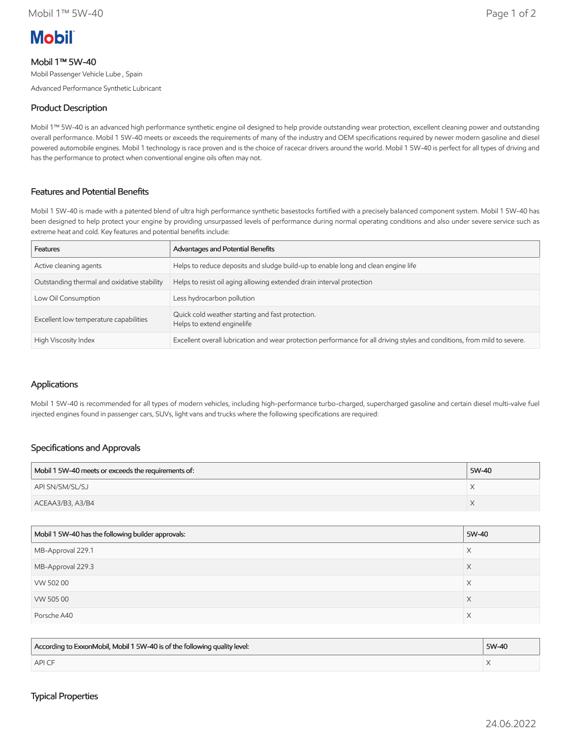# Mobil

## Mobil 1™ 5W-40

Mobil Passenger Vehicle Lube , Spain

Advanced Performance Synthetic Lubricant

### Product Description

Mobil 1™ 5W-40 is an advanced high performance synthetic engine oil designed to help provide outstanding wear protection, excellent cleaning power and outstanding overall performance. Mobil 1 5W-40 meets or exceeds the requirements of many of the industry and OEM specifications required by newer modern gasoline and diesel powered automobile engines. Mobil 1 technology is race proven and is the choice of racecar drivers around the world. Mobil 1 5W-40 is perfect for all types of driving and has the performance to protect when conventional engine oils often may not.

### Features and Potential Benefits

Mobil 1 5W-40 is made with a patented blend of ultra high performance synthetic basestocks fortified with a precisely balanced component system. Mobil 1 5W-40 has been designed to help protect your engine by providing unsurpassed levels of performance during normal operating conditions and also under severe service such as extreme heat and cold. Key features and potential benefits include:

| Features | Advantages and Potential Benefits |
| --- | --- |
| Active cleaning agents | Helps to reduce deposits and sludge build-up to enable long and clean engine life |
| Outstanding thermal and oxidative stability | Helps to resist oil aging allowing extended drain interval protection |
| Low Oil Consumption | Less hydrocarbon pollution |
| Excellent low temperature capabilities | Quick cold weather starting and fast protection.<br>Helps to extend enginelife |
| High Viscosity Index | Excellent overall lubrication and wear protection performance for all driving styles and conditions, from mild to severe. |

### Applications

Mobil 1 5W-40 is recommended for all types of modern vehicles, including high-performance turbo-charged, supercharged gasoline and certain diesel multi-valve fuel injected engines found in passenger cars, SUVs, light vans and trucks where the following specifications are required:

### Specifications and Approvals

| Mobil 1 5W-40 meets or exceeds the requirements of: | 5W-40 |
| --- | --- |
| API SN/SM/SL/SJ | X |
| ACEAA3/B3, A3/B4 | X |

| Mobil 1 5W-40 has the following builder approvals: | 5W-40 |
| --- | --- |
| MB-Approval 229.1 | X |
| MB-Approval 229.3 | X |
| VW 502 00 | X |
| VW 505 00 | X |
| Porsche A40 | X |

| According to ExxonMobil, Mobil 1 5W-40 is of the following quality level: | 5W-40 |
| --- | --- |
| API CF | X |

### Typical Properties

24.06.2022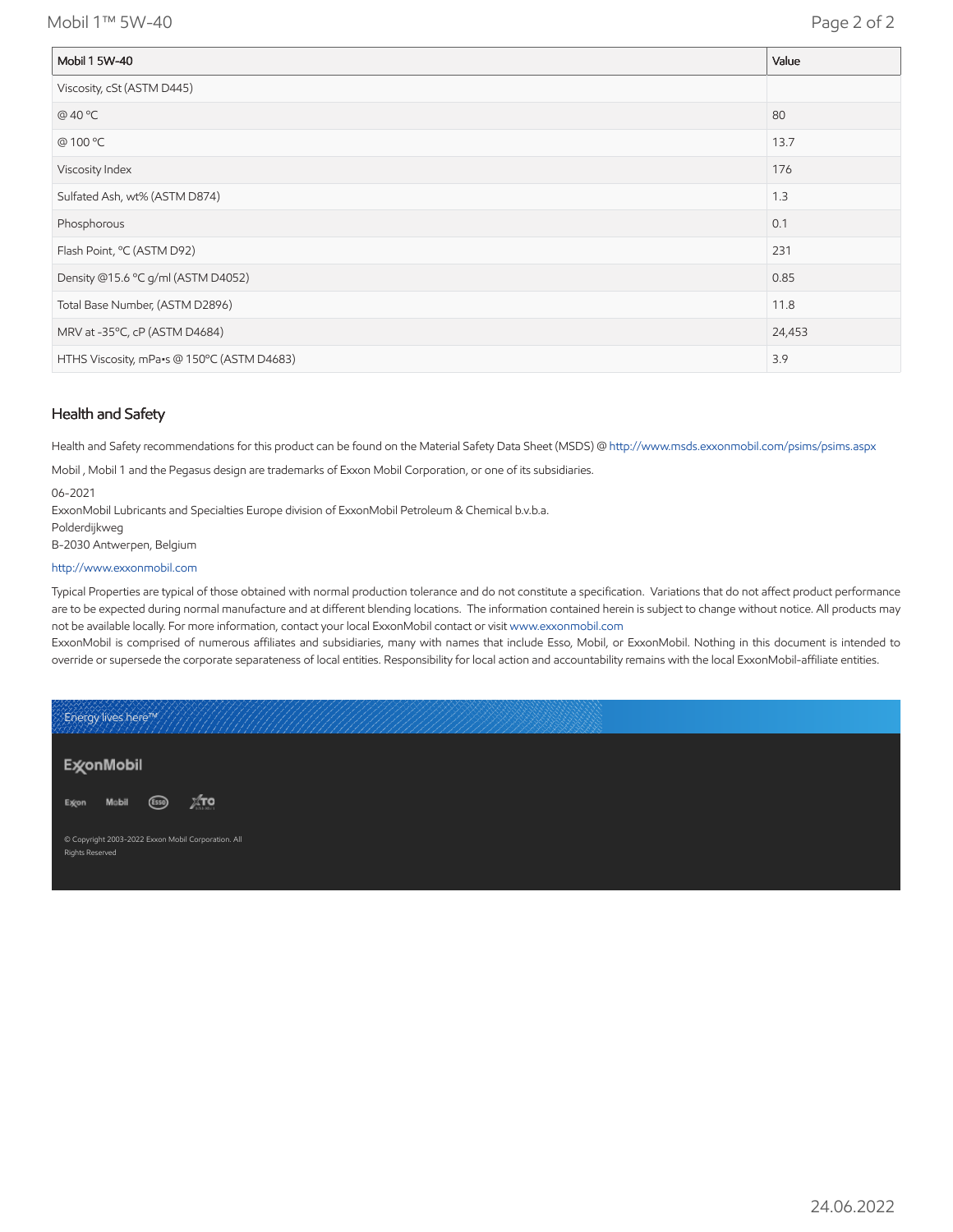| Mobil 1 5W-40 | Value |
|---|---|
| Viscosity, cSt (ASTM D445) | |
| @ 40 ºC | 80 |
| @ 100 ºC | 13.7 |
| Viscosity Index | 176 |
| Sulfated Ash, wt% (ASTM D874) | 1.3 |
| Phosphorous | 0.1 |
| Flash Point, °C (ASTM D92) | 231 |
| Density @15.6 °C g/ml (ASTM D4052) | 0.85 |
| Total Base Number, (ASTM D2896) | 11.8 |
| MRV at -35°C, cP (ASTM D4684) | 24,453 |
| HTHS Viscosity, mPa•s @ 150ºC (ASTM D4683) | 3.9 |

## Health and Safety

Health and Safety recommendations for this product can be found on the Material Safety Data Sheet (MSDS) @ http://www.msds.exxonmobil.com/psims/psims.aspx

Mobil , Mobil 1 and the Pegasus design are trademarks of Exxon Mobil Corporation, or one of its subsidiaries.

06-2021
ExxonMobil Lubricants and Specialties Europe division of ExxonMobil Petroleum & Chemical b.v.b.a.
Polderdijkweg
B-2030 Antwerpen, Belgium

http://www.exxonmobil.com

Typical Properties are typical of those obtained with normal production tolerance and do not constitute a specification. Variations that do not affect product performance are to be expected during normal manufacture and at different blending locations. The information contained herein is subject to change without notice. All products may not be available locally. For more information, contact your local ExxonMobil contact or visit www.exxonmobil.com
ExxonMobil is comprised of numerous affiliates and subsidiaries, many with names that include Esso, Mobil, or ExxonMobil. Nothing in this document is intended to override or supersede the corporate separateness of local entities. Responsibility for local action and accountability remains with the local ExxonMobil-affiliate entities.

Energy lives here™

ExxonMobil

Exxon Mobil Esso XTO

© Copyright 2003-2022 Exxon Mobil Corporation. All Rights Reserved

24.06.2022